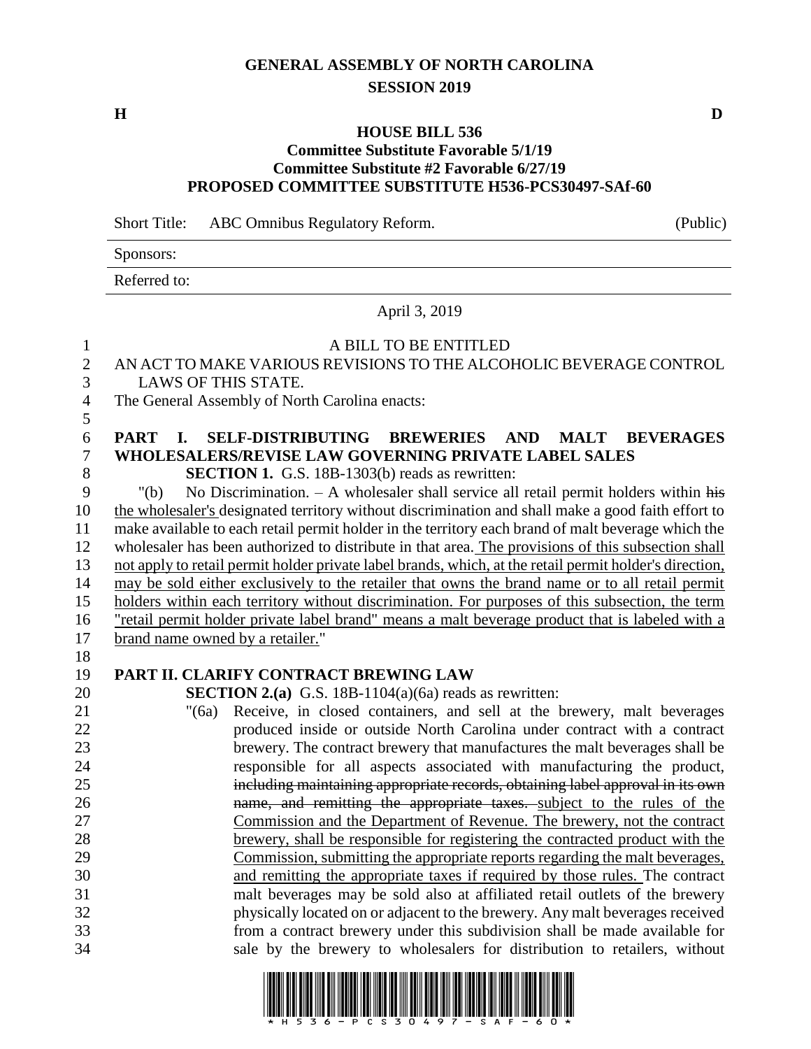**GENERAL ASSEMBLY OF NORTH CAROLINA**
**SESSION 2019**

**H** **D**

**HOUSE BILL 536**
**Committee Substitute Favorable 5/1/19**
**Committee Substitute #2 Favorable 6/27/19**
**PROPOSED COMMITTEE SUBSTITUTE H536-PCS30497-SAf-60**

Short Title: ABC Omnibus Regulatory Reform. (Public)

Sponsors:

Referred to:

April 3, 2019

A BILL TO BE ENTITLED

AN ACT TO MAKE VARIOUS REVISIONS TO THE ALCOHOLIC BEVERAGE CONTROL LAWS OF THIS STATE.

The General Assembly of North Carolina enacts:

**PART I. SELF-DISTRIBUTING BREWERIES AND MALT BEVERAGES WHOLESALERS/REVISE LAW GOVERNING PRIVATE LABEL SALES**

**SECTION 1.** G.S. 18B-1303(b) reads as rewritten:

"(b) No Discrimination. – A wholesaler shall service all retail permit holders within ~~his~~ the wholesaler's designated territory without discrimination and shall make a good faith effort to make available to each retail permit holder in the territory each brand of malt beverage which the wholesaler has been authorized to distribute in that area. The provisions of this subsection shall not apply to retail permit holder private label brands, which, at the retail permit holder's direction, may be sold either exclusively to the retailer that owns the brand name or to all retail permit holders within each territory without discrimination. For purposes of this subsection, the term "retail permit holder private label brand" means a malt beverage product that is labeled with a brand name owned by a retailer."

**PART II. CLARIFY CONTRACT BREWING LAW**

**SECTION 2.(a)** G.S. 18B-1104(a)(6a) reads as rewritten:

"(6a) Receive, in closed containers, and sell at the brewery, malt beverages produced inside or outside North Carolina under contract with a contract brewery. The contract brewery that manufactures the malt beverages shall be responsible for all aspects associated with manufacturing the product, ~~including maintaining appropriate records, obtaining label approval in its own name, and remitting the appropriate taxes.~~ subject to the rules of the Commission and the Department of Revenue. The brewery, not the contract brewery, shall be responsible for registering the contracted product with the Commission, submitting the appropriate reports regarding the malt beverages, and remitting the appropriate taxes if required by those rules. The contract malt beverages may be sold also at affiliated retail outlets of the brewery physically located on or adjacent to the brewery. Any malt beverages received from a contract brewery under this subdivision shall be made available for sale by the brewery to wholesalers for distribution to retailers, without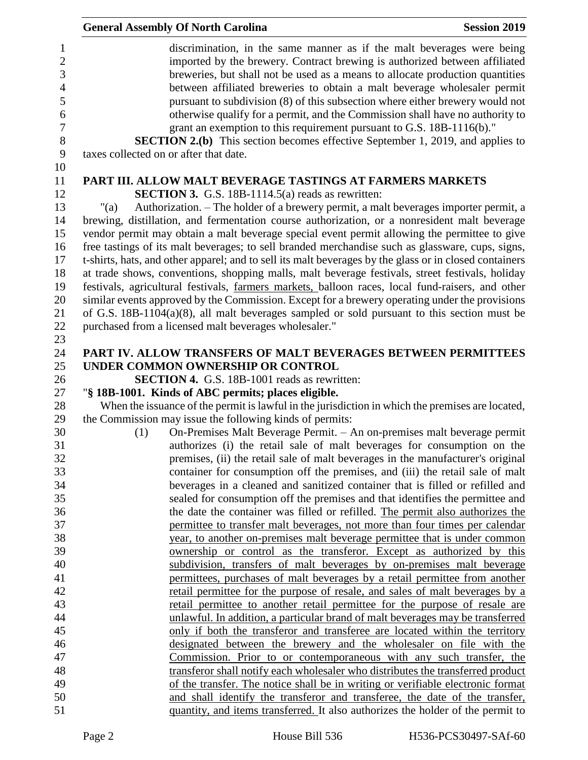discrimination, in the same manner as if the malt beverages were being imported by the brewery. Contract brewing is authorized between affiliated breweries, but shall not be used as a means to allocate production quantities between affiliated breweries to obtain a malt beverage wholesaler permit pursuant to subdivision (8) of this subsection where either brewery would not otherwise qualify for a permit, and the Commission shall have no authority to grant an exemption to this requirement pursuant to G.S. 18B-1116(b)."

**SECTION 2.(b)** This section becomes effective September 1, 2019, and applies to taxes collected on or after that date.

## PART III. ALLOW MALT BEVERAGE TASTINGS AT FARMERS MARKETS

**SECTION 3.** G.S. 18B-1114.5(a) reads as rewritten:

"(a) Authorization. – The holder of a brewery permit, a malt beverages importer permit, a brewing, distillation, and fermentation course authorization, or a nonresident malt beverage vendor permit may obtain a malt beverage special event permit allowing the permittee to give free tastings of its malt beverages; to sell branded merchandise such as glassware, cups, signs, t-shirts, hats, and other apparel; and to sell its malt beverages by the glass or in closed containers at trade shows, conventions, shopping malls, malt beverage festivals, street festivals, holiday festivals, agricultural festivals, <u>farmers markets,</u> balloon races, local fund-raisers, and other similar events approved by the Commission. Except for a brewery operating under the provisions of G.S. 18B-1104(a)(8), all malt beverages sampled or sold pursuant to this section must be purchased from a licensed malt beverages wholesaler."

## PART IV. ALLOW TRANSFERS OF MALT BEVERAGES BETWEEN PERMITTEES UNDER COMMON OWNERSHIP OR CONTROL

**SECTION 4.** G.S. 18B-1001 reads as rewritten:

"**§ 18B-1001. Kinds of ABC permits; places eligible.**

When the issuance of the permit is lawful in the jurisdiction in which the premises are located, the Commission may issue the following kinds of permits:

(1) On-Premises Malt Beverage Permit. – An on-premises malt beverage permit authorizes (i) the retail sale of malt beverages for consumption on the premises, (ii) the retail sale of malt beverages in the manufacturer's original container for consumption off the premises, and (iii) the retail sale of malt beverages in a cleaned and sanitized container that is filled or refilled and sealed for consumption off the premises and that identifies the permittee and the date the container was filled or refilled. <u>The permit also authorizes the permittee to transfer malt beverages, not more than four times per calendar year, to another on-premises malt beverage permittee that is under common ownership or control as the transferor. Except as authorized by this subdivision, transfers of malt beverages by on-premises malt beverage permittees, purchases of malt beverages by a retail permittee from another retail permittee for the purpose of resale, and sales of malt beverages by a retail permittee to another retail permittee for the purpose of resale are unlawful. In addition, a particular brand of malt beverages may be transferred only if both the transferor and transferee are located within the territory designated between the brewery and the wholesaler on file with the Commission. Prior to or contemporaneous with any such transfer, the transferor shall notify each wholesaler who distributes the transferred product of the transfer. The notice shall be in writing or verifiable electronic format and shall identify the transferor and transferee, the date of the transfer, quantity, and items transferred.</u> It also authorizes the holder of the permit to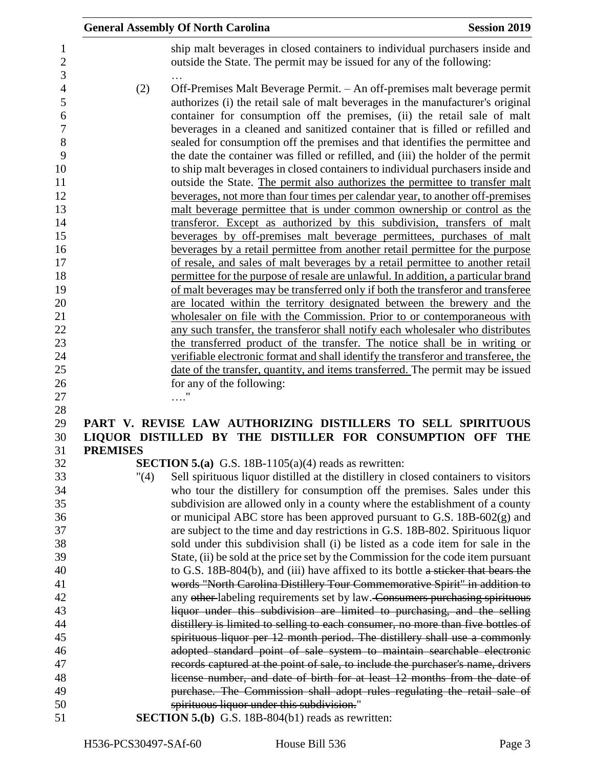ship malt beverages in closed containers to individual purchasers inside and outside the State. The permit may be issued for any of the following:

…

(2) Off-Premises Malt Beverage Permit. – An off-premises malt beverage permit authorizes (i) the retail sale of malt beverages in the manufacturer's original container for consumption off the premises, (ii) the retail sale of malt beverages in a cleaned and sanitized container that is filled or refilled and sealed for consumption off the premises and that identifies the permittee and the date the container was filled or refilled, and (iii) the holder of the permit to ship malt beverages in closed containers to individual purchasers inside and outside the State. <u>The permit also authorizes the permittee to transfer malt beverages, not more than four times per calendar year, to another off-premises malt beverage permittee that is under common ownership or control as the transferor. Except as authorized by this subdivision, transfers of malt beverages by off-premises malt beverage permittees, purchases of malt beverages by a retail permittee from another retail permittee for the purpose of resale, and sales of malt beverages by a retail permittee to another retail permittee for the purpose of resale are unlawful. In addition, a particular brand of malt beverages may be transferred only if both the transferor and transferee are located within the territory designated between the brewery and the wholesaler on file with the Commission. Prior to or contemporaneous with any such transfer, the transferor shall notify each wholesaler who distributes the transferred product of the transfer. The notice shall be in writing or verifiable electronic format and shall identify the transferor and transferee, the date of the transfer, quantity, and items transferred.</u> The permit may be issued for any of the following:

…."

**PART V. REVISE LAW AUTHORIZING DISTILLERS TO SELL SPIRITUOUS LIQUOR DISTILLED BY THE DISTILLER FOR CONSUMPTION OFF THE PREMISES**

**SECTION 5.(a)** G.S. 18B-1105(a)(4) reads as rewritten:

"(4) Sell spirituous liquor distilled at the distillery in closed containers to visitors who tour the distillery for consumption off the premises. Sales under this subdivision are allowed only in a county where the establishment of a county or municipal ABC store has been approved pursuant to G.S. 18B-602(g) and are subject to the time and day restrictions in G.S. 18B-802. Spirituous liquor sold under this subdivision shall (i) be listed as a code item for sale in the State, (ii) be sold at the price set by the Commission for the code item pursuant to G.S. 18B-804(b), and (iii) have affixed to its bottle ~~a sticker that bears the words "North Carolina Distillery Tour Commemorative Spirit" in addition to~~ any ~~other~~ labeling requirements set by law. ~~Consumers purchasing spirituous liquor under this subdivision are limited to purchasing, and the selling distillery is limited to selling to each consumer, no more than five bottles of spirituous liquor per 12 month period. The distillery shall use a commonly adopted standard point of sale system to maintain searchable electronic records captured at the point of sale, to include the purchaser's name, drivers license number, and date of birth for at least 12 months from the date of purchase. The Commission shall adopt rules regulating the retail sale of spirituous liquor under this subdivision.~~"

**SECTION 5.(b)** G.S. 18B-804(b1) reads as rewritten: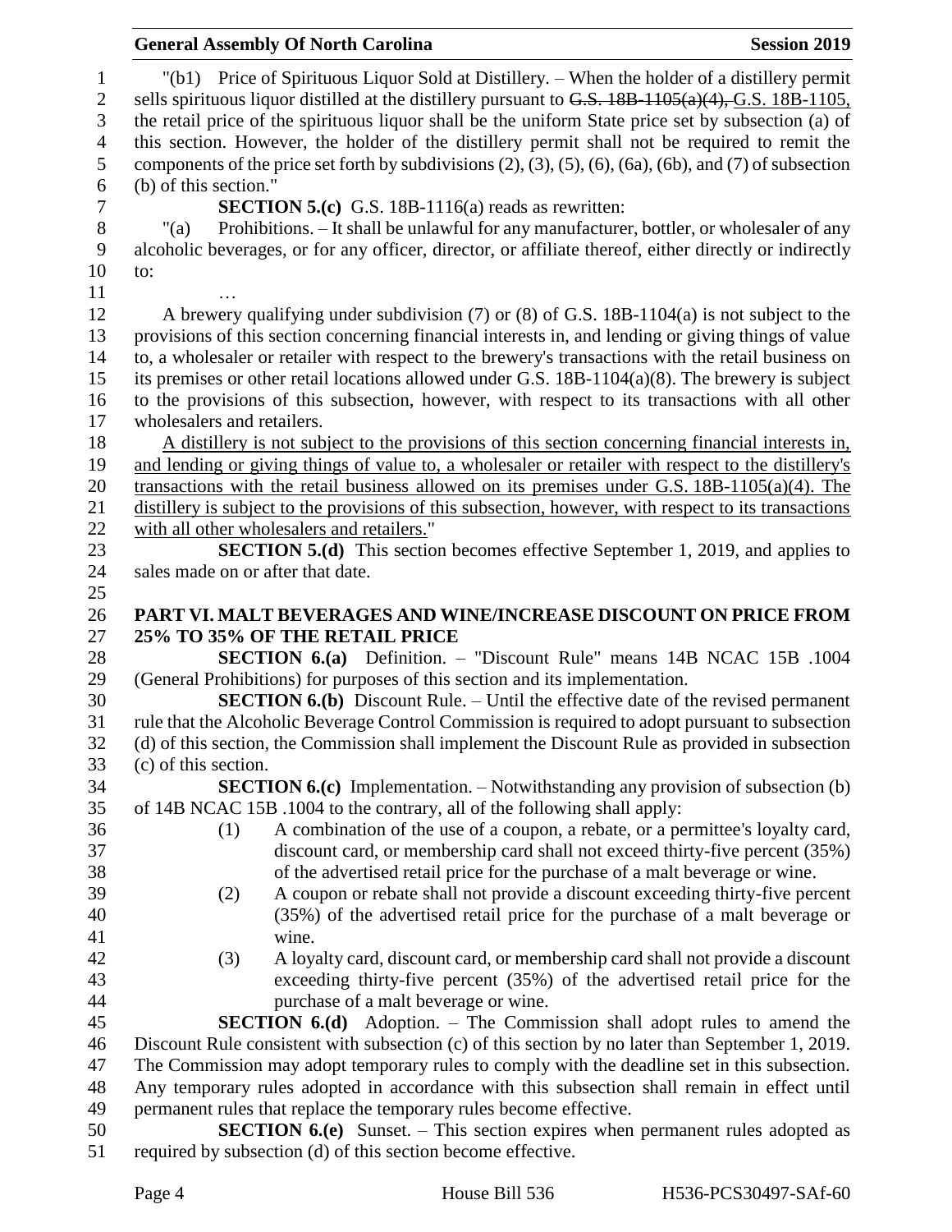"(b1) Price of Spirituous Liquor Sold at Distillery. – When the holder of a distillery permit sells spirituous liquor distilled at the distillery pursuant to ~~G.S. 18B-1105(a)(4),~~ G.S. 18B-1105, the retail price of the spirituous liquor shall be the uniform State price set by subsection (a) of this section. However, the holder of the distillery permit shall not be required to remit the components of the price set forth by subdivisions (2), (3), (5), (6), (6a), (6b), and (7) of subsection (b) of this section."

**SECTION 5.(c)** G.S. 18B-1116(a) reads as rewritten:

"(a) Prohibitions. – It shall be unlawful for any manufacturer, bottler, or wholesaler of any alcoholic beverages, or for any officer, director, or affiliate thereof, either directly or indirectly to:

…

A brewery qualifying under subdivision (7) or (8) of G.S. 18B-1104(a) is not subject to the provisions of this section concerning financial interests in, and lending or giving things of value to, a wholesaler or retailer with respect to the brewery's transactions with the retail business on its premises or other retail locations allowed under G.S. 18B-1104(a)(8). The brewery is subject to the provisions of this subsection, however, with respect to its transactions with all other wholesalers and retailers.

~~A distillery is not subject to the provisions of this section concerning financial interests in, and lending or giving things of value to, a wholesaler or retailer with respect to the distillery's transactions with the retail business allowed on its premises under G.S. 18B-1105(a)(4). The distillery is subject to the provisions of this subsection, however, with respect to its transactions with all other wholesalers and retailers.~~"

**SECTION 5.(d)** This section becomes effective September 1, 2019, and applies to sales made on or after that date.

## PART VI. MALT BEVERAGES AND WINE/INCREASE DISCOUNT ON PRICE FROM 25% TO 35% OF THE RETAIL PRICE

**SECTION 6.(a)** Definition. – "Discount Rule" means 14B NCAC 15B .1004 (General Prohibitions) for purposes of this section and its implementation.

**SECTION 6.(b)** Discount Rule. – Until the effective date of the revised permanent rule that the Alcoholic Beverage Control Commission is required to adopt pursuant to subsection (d) of this section, the Commission shall implement the Discount Rule as provided in subsection (c) of this section.

**SECTION 6.(c)** Implementation. – Notwithstanding any provision of subsection (b) of 14B NCAC 15B .1004 to the contrary, all of the following shall apply:

(1) A combination of the use of a coupon, a rebate, or a permittee's loyalty card, discount card, or membership card shall not exceed thirty-five percent (35%) of the advertised retail price for the purchase of a malt beverage or wine.

(2) A coupon or rebate shall not provide a discount exceeding thirty-five percent (35%) of the advertised retail price for the purchase of a malt beverage or wine.

(3) A loyalty card, discount card, or membership card shall not provide a discount exceeding thirty-five percent (35%) of the advertised retail price for the purchase of a malt beverage or wine.

**SECTION 6.(d)** Adoption. – The Commission shall adopt rules to amend the Discount Rule consistent with subsection (c) of this section by no later than September 1, 2019. The Commission may adopt temporary rules to comply with the deadline set in this subsection. Any temporary rules adopted in accordance with this subsection shall remain in effect until permanent rules that replace the temporary rules become effective.

**SECTION 6.(e)** Sunset. – This section expires when permanent rules adopted as required by subsection (d) of this section become effective.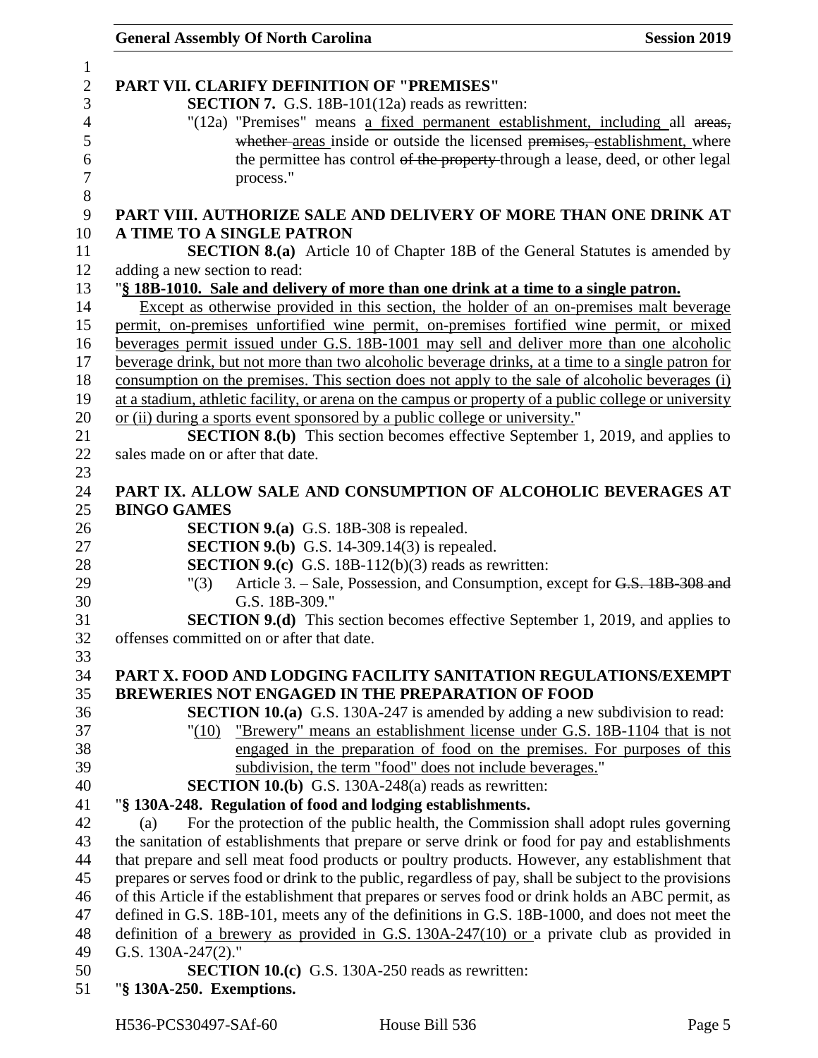**PART VII. CLARIFY DEFINITION OF "PREMISES"**

**SECTION 7.** G.S. 18B-101(12a) reads as rewritten:

"(12a) "Premises" means a fixed permanent establishment, including all ~~areas, whether~~ areas inside or outside the licensed ~~premises,~~ establishment, where the permittee has control ~~of the property~~ through a lease, deed, or other legal process."

**PART VIII. AUTHORIZE SALE AND DELIVERY OF MORE THAN ONE DRINK AT A TIME TO A SINGLE PATRON**

**SECTION 8.(a)** Article 10 of Chapter 18B of the General Statutes is amended by adding a new section to read:

"**§ 18B-1010. Sale and delivery of more than one drink at a time to a single patron.**

Except as otherwise provided in this section, the holder of an on-premises malt beverage permit, on-premises unfortified wine permit, on-premises fortified wine permit, or mixed beverages permit issued under G.S. 18B-1001 may sell and deliver more than one alcoholic beverage drink, but not more than two alcoholic beverage drinks, at a time to a single patron for consumption on the premises. This section does not apply to the sale of alcoholic beverages (i) at a stadium, athletic facility, or arena on the campus or property of a public college or university or (ii) during a sports event sponsored by a public college or university."

**SECTION 8.(b)** This section becomes effective September 1, 2019, and applies to sales made on or after that date.

**PART IX. ALLOW SALE AND CONSUMPTION OF ALCOHOLIC BEVERAGES AT BINGO GAMES**

**SECTION 9.(a)** G.S. 18B-308 is repealed.

**SECTION 9.(b)** G.S. 14-309.14(3) is repealed.

**SECTION 9.(c)** G.S. 18B-112(b)(3) reads as rewritten:

"(3) Article 3. – Sale, Possession, and Consumption, except for ~~G.S. 18B-308 and~~ G.S. 18B-309."

**SECTION 9.(d)** This section becomes effective September 1, 2019, and applies to offenses committed on or after that date.

**PART X. FOOD AND LODGING FACILITY SANITATION REGULATIONS/EXEMPT BREWERIES NOT ENGAGED IN THE PREPARATION OF FOOD**

**SECTION 10.(a)** G.S. 130A-247 is amended by adding a new subdivision to read:

"(10) "Brewery" means an establishment license under G.S. 18B-1104 that is not engaged in the preparation of food on the premises. For purposes of this subdivision, the term "food" does not include beverages."

**SECTION 10.(b)** G.S. 130A-248(a) reads as rewritten:

"**§ 130A-248. Regulation of food and lodging establishments.**

(a) For the protection of the public health, the Commission shall adopt rules governing the sanitation of establishments that prepare or serve drink or food for pay and establishments that prepare and sell meat food products or poultry products. However, any establishment that prepares or serves food or drink to the public, regardless of pay, shall be subject to the provisions of this Article if the establishment that prepares or serves food or drink holds an ABC permit, as defined in G.S. 18B-101, meets any of the definitions in G.S. 18B-1000, and does not meet the definition of a brewery as provided in G.S. 130A-247(10) or a private club as provided in G.S. 130A-247(2)."

**SECTION 10.(c)** G.S. 130A-250 reads as rewritten:

"**§ 130A-250. Exemptions.**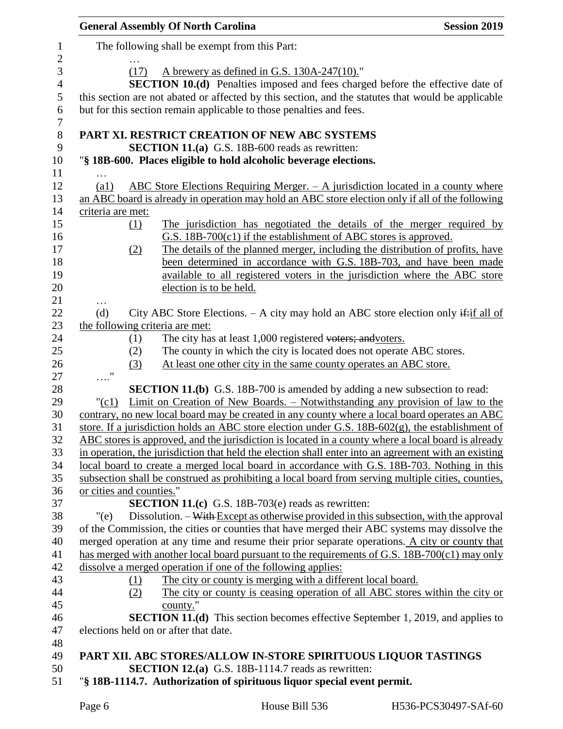The following shall be exempt from this Part:

…

(17) A brewery as defined in G.S. 130A-247(10)."

**SECTION 10.(d)** Penalties imposed and fees charged before the effective date of this section are not abated or affected by this section, and the statutes that would be applicable but for this section remain applicable to those penalties and fees.

**PART XI. RESTRICT CREATION OF NEW ABC SYSTEMS**

**SECTION 11.(a)** G.S. 18B-600 reads as rewritten:

"**§ 18B-600. Places eligible to hold alcoholic beverage elections.**

…

(a1) ABC Store Elections Requiring Merger. – A jurisdiction located in a county where an ABC board is already in operation may hold an ABC store election only if all of the following criteria are met:

(1) The jurisdiction has negotiated the details of the merger required by G.S. 18B-700(c1) if the establishment of ABC stores is approved.

(2) The details of the planned merger, including the distribution of profits, have been determined in accordance with G.S. 18B-703, and have been made available to all registered voters in the jurisdiction where the ABC store election is to be held.

…

(d) City ABC Store Elections. – A city may hold an ABC store election only ~~if:~~if all of the following criteria are met:

(1) The city has at least 1,000 registered ~~voters; and~~voters.

(2) The county in which the city is located does not operate ABC stores.

(3) At least one other city in the same county operates an ABC store.

…."

**SECTION 11.(b)** G.S. 18B-700 is amended by adding a new subsection to read:

"(c1) Limit on Creation of New Boards. – Notwithstanding any provision of law to the contrary, no new local board may be created in any county where a local board operates an ABC store. If a jurisdiction holds an ABC store election under G.S. 18B-602(g), the establishment of ABC stores is approved, and the jurisdiction is located in a county where a local board is already in operation, the jurisdiction that held the election shall enter into an agreement with an existing local board to create a merged local board in accordance with G.S. 18B-703. Nothing in this subsection shall be construed as prohibiting a local board from serving multiple cities, counties, or cities and counties."

**SECTION 11.(c)** G.S. 18B-703(e) reads as rewritten:

"(e) Dissolution. – ~~With~~ Except as otherwise provided in this subsection, with the approval of the Commission, the cities or counties that have merged their ABC systems may dissolve the merged operation at any time and resume their prior separate operations. A city or county that has merged with another local board pursuant to the requirements of G.S. 18B-700(c1) may only dissolve a merged operation if one of the following applies:

(1) The city or county is merging with a different local board.

(2) The city or county is ceasing operation of all ABC stores within the city or county."

**SECTION 11.(d)** This section becomes effective September 1, 2019, and applies to elections held on or after that date.

**PART XII. ABC STORES/ALLOW IN-STORE SPIRITUOUS LIQUOR TASTINGS**

**SECTION 12.(a)** G.S. 18B-1114.7 reads as rewritten:

"**§ 18B-1114.7. Authorization of spirituous liquor special event permit.**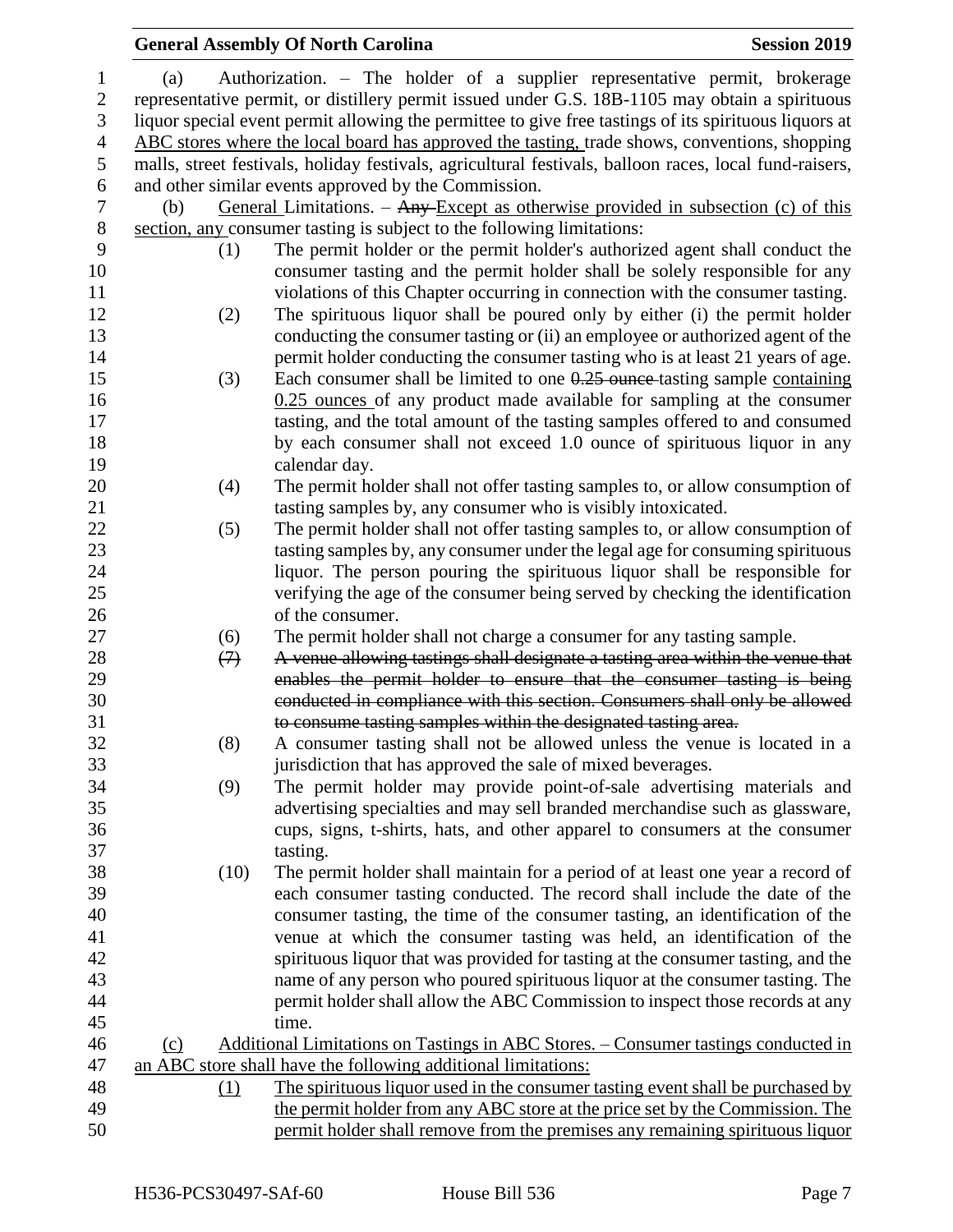(a) Authorization. – The holder of a supplier representative permit, brokerage representative permit, or distillery permit issued under G.S. 18B-1105 may obtain a spirituous liquor special event permit allowing the permittee to give free tastings of its spirituous liquors at ABC stores where the local board has approved the tasting, trade shows, conventions, shopping malls, street festivals, holiday festivals, agricultural festivals, balloon races, local fund-raisers, and other similar events approved by the Commission.

(b) General Limitations. – ~~Any~~ Except as otherwise provided in subsection (c) of this section, any consumer tasting is subject to the following limitations:

(1) The permit holder or the permit holder's authorized agent shall conduct the consumer tasting and the permit holder shall be solely responsible for any violations of this Chapter occurring in connection with the consumer tasting.

(2) The spirituous liquor shall be poured only by either (i) the permit holder conducting the consumer tasting or (ii) an employee or authorized agent of the permit holder conducting the consumer tasting who is at least 21 years of age.

(3) Each consumer shall be limited to one ~~0.25 ounce~~ tasting sample containing 0.25 ounces of any product made available for sampling at the consumer tasting, and the total amount of the tasting samples offered to and consumed by each consumer shall not exceed 1.0 ounce of spirituous liquor in any calendar day.

(4) The permit holder shall not offer tasting samples to, or allow consumption of tasting samples by, any consumer who is visibly intoxicated.

(5) The permit holder shall not offer tasting samples to, or allow consumption of tasting samples by, any consumer under the legal age for consuming spirituous liquor. The person pouring the spirituous liquor shall be responsible for verifying the age of the consumer being served by checking the identification of the consumer.

(6) The permit holder shall not charge a consumer for any tasting sample.

~~(7) A venue allowing tastings shall designate a tasting area within the venue that enables the permit holder to ensure that the consumer tasting is being conducted in compliance with this section. Consumers shall only be allowed to consume tasting samples within the designated tasting area.~~

(8) A consumer tasting shall not be allowed unless the venue is located in a jurisdiction that has approved the sale of mixed beverages.

(9) The permit holder may provide point-of-sale advertising materials and advertising specialties and may sell branded merchandise such as glassware, cups, signs, t-shirts, hats, and other apparel to consumers at the consumer tasting.

(10) The permit holder shall maintain for a period of at least one year a record of each consumer tasting conducted. The record shall include the date of the consumer tasting, the time of the consumer tasting, an identification of the venue at which the consumer tasting was held, an identification of the spirituous liquor that was provided for tasting at the consumer tasting, and the name of any person who poured spirituous liquor at the consumer tasting. The permit holder shall allow the ABC Commission to inspect those records at any time.

(c) Additional Limitations on Tastings in ABC Stores. – Consumer tastings conducted in an ABC store shall have the following additional limitations:

(1) The spirituous liquor used in the consumer tasting event shall be purchased by the permit holder from any ABC store at the price set by the Commission. The permit holder shall remove from the premises any remaining spirituous liquor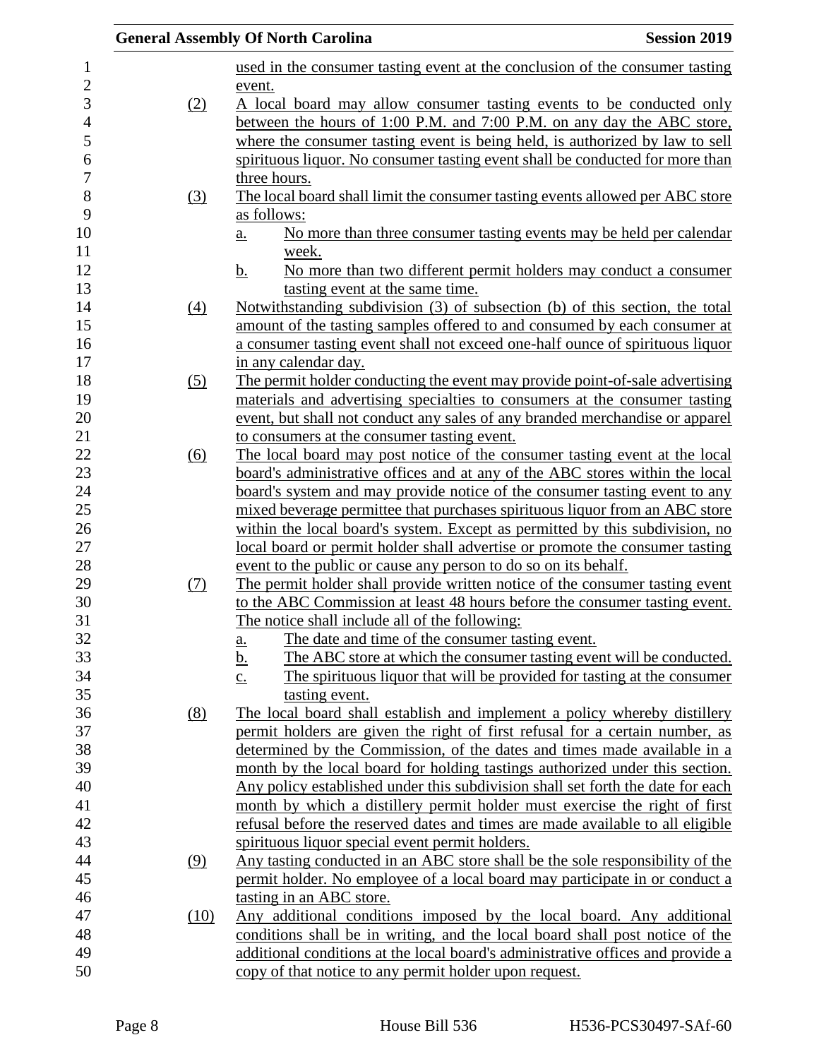used in the consumer tasting event at the conclusion of the consumer tasting event.

(2) A local board may allow consumer tasting events to be conducted only between the hours of 1:00 P.M. and 7:00 P.M. on any day the ABC store, where the consumer tasting event is being held, is authorized by law to sell spirituous liquor. No consumer tasting event shall be conducted for more than three hours.

(3) The local board shall limit the consumer tasting events allowed per ABC store as follows:

a. No more than three consumer tasting events may be held per calendar week.

b. No more than two different permit holders may conduct a consumer tasting event at the same time.

(4) Notwithstanding subdivision (3) of subsection (b) of this section, the total amount of the tasting samples offered to and consumed by each consumer at a consumer tasting event shall not exceed one-half ounce of spirituous liquor in any calendar day.

(5) The permit holder conducting the event may provide point-of-sale advertising materials and advertising specialties to consumers at the consumer tasting event, but shall not conduct any sales of any branded merchandise or apparel to consumers at the consumer tasting event.

(6) The local board may post notice of the consumer tasting event at the local board's administrative offices and at any of the ABC stores within the local board's system and may provide notice of the consumer tasting event to any mixed beverage permittee that purchases spirituous liquor from an ABC store within the local board's system. Except as permitted by this subdivision, no local board or permit holder shall advertise or promote the consumer tasting event to the public or cause any person to do so on its behalf.

(7) The permit holder shall provide written notice of the consumer tasting event to the ABC Commission at least 48 hours before the consumer tasting event. The notice shall include all of the following:

a. The date and time of the consumer tasting event.

b. The ABC store at which the consumer tasting event will be conducted.

c. The spirituous liquor that will be provided for tasting at the consumer tasting event.

(8) The local board shall establish and implement a policy whereby distillery permit holders are given the right of first refusal for a certain number, as determined by the Commission, of the dates and times made available in a month by the local board for holding tastings authorized under this section. Any policy established under this subdivision shall set forth the date for each month by which a distillery permit holder must exercise the right of first refusal before the reserved dates and times are made available to all eligible spirituous liquor special event permit holders.

(9) Any tasting conducted in an ABC store shall be the sole responsibility of the permit holder. No employee of a local board may participate in or conduct a tasting in an ABC store.

(10) Any additional conditions imposed by the local board. Any additional conditions shall be in writing, and the local board shall post notice of the additional conditions at the local board's administrative offices and provide a copy of that notice to any permit holder upon request.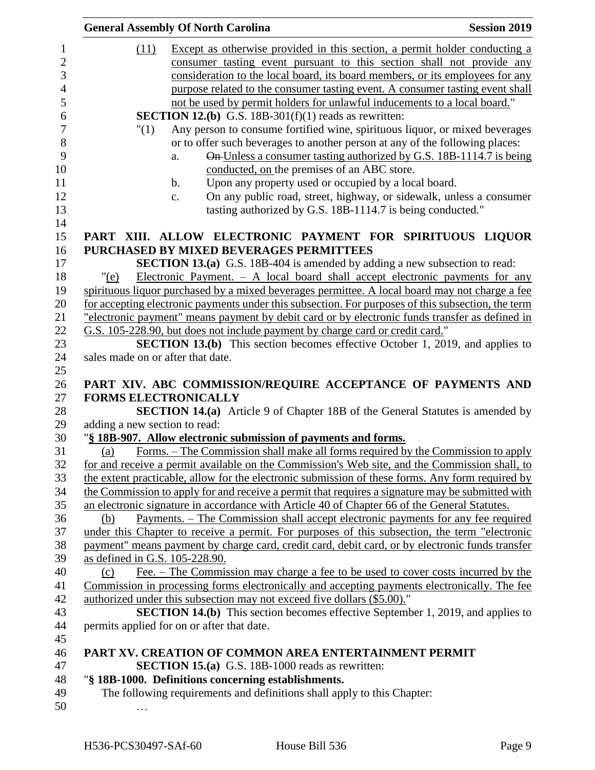(11) Except as otherwise provided in this section, a permit holder conducting a consumer tasting event pursuant to this section shall not provide any consideration to the local board, its board members, or its employees for any purpose related to the consumer tasting event. A consumer tasting event shall not be used by permit holders for unlawful inducements to a local board."

**SECTION 12.(b)** G.S. 18B-301(f)(1) reads as rewritten:

"(1) Any person to consume fortified wine, spirituous liquor, or mixed beverages or to offer such beverages to another person at any of the following places:

a. ~~On~~ Unless a consumer tasting authorized by G.S. 18B-1114.7 is being conducted, on the premises of an ABC store.

b. Upon any property used or occupied by a local board.

c. On any public road, street, highway, or sidewalk, unless a consumer tasting authorized by G.S. 18B-1114.7 is being conducted."

**PART XIII. ALLOW ELECTRONIC PAYMENT FOR SPIRITUOUS LIQUOR PURCHASED BY MIXED BEVERAGES PERMITTEES**

**SECTION 13.(a)** G.S. 18B-404 is amended by adding a new subsection to read:

"(e) Electronic Payment. – A local board shall accept electronic payments for any spirituous liquor purchased by a mixed beverages permittee. A local board may not charge a fee for accepting electronic payments under this subsection. For purposes of this subsection, the term "electronic payment" means payment by debit card or by electronic funds transfer as defined in G.S. 105-228.90, but does not include payment by charge card or credit card."

**SECTION 13.(b)** This section becomes effective October 1, 2019, and applies to sales made on or after that date.

**PART XIV. ABC COMMISSION/REQUIRE ACCEPTANCE OF PAYMENTS AND FORMS ELECTRONICALLY**

**SECTION 14.(a)** Article 9 of Chapter 18B of the General Statutes is amended by adding a new section to read:

"**§ 18B-907. Allow electronic submission of payments and forms.**

(a) Forms. – The Commission shall make all forms required by the Commission to apply for and receive a permit available on the Commission's Web site, and the Commission shall, to the extent practicable, allow for the electronic submission of these forms. Any form required by the Commission to apply for and receive a permit that requires a signature may be submitted with an electronic signature in accordance with Article 40 of Chapter 66 of the General Statutes.

(b) Payments. – The Commission shall accept electronic payments for any fee required under this Chapter to receive a permit. For purposes of this subsection, the term "electronic payment" means payment by charge card, credit card, debit card, or by electronic funds transfer as defined in G.S. 105-228.90.

(c) Fee. – The Commission may charge a fee to be used to cover costs incurred by the Commission in processing forms electronically and accepting payments electronically. The fee authorized under this subsection may not exceed five dollars ($5.00)."

**SECTION 14.(b)** This section becomes effective September 1, 2019, and applies to permits applied for on or after that date.

**PART XV. CREATION OF COMMON AREA ENTERTAINMENT PERMIT**

**SECTION 15.(a)** G.S. 18B-1000 reads as rewritten:

"**§ 18B-1000. Definitions concerning establishments.**

The following requirements and definitions shall apply to this Chapter:

…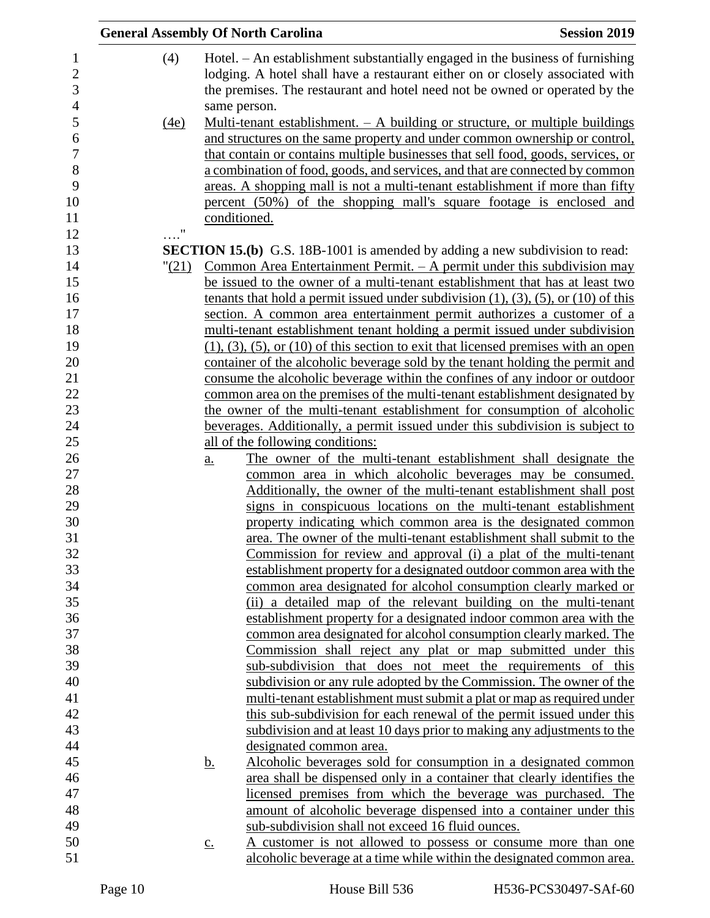(4) Hotel. – An establishment substantially engaged in the business of furnishing lodging. A hotel shall have a restaurant either on or closely associated with the premises. The restaurant and hotel need not be owned or operated by the same person.

(4e) Multi-tenant establishment. – A building or structure, or multiple buildings and structures on the same property and under common ownership or control, that contain or contains multiple businesses that sell food, goods, services, or a combination of food, goods, and services, and that are connected by common areas. A shopping mall is not a multi-tenant establishment if more than fifty percent (50%) of the shopping mall's square footage is enclosed and conditioned.

…."

**SECTION 15.(b)** G.S. 18B-1001 is amended by adding a new subdivision to read:

"(21) Common Area Entertainment Permit. – A permit under this subdivision may be issued to the owner of a multi-tenant establishment that has at least two tenants that hold a permit issued under subdivision (1), (3), (5), or (10) of this section. A common area entertainment permit authorizes a customer of a multi-tenant establishment tenant holding a permit issued under subdivision (1), (3), (5), or (10) of this section to exit that licensed premises with an open container of the alcoholic beverage sold by the tenant holding the permit and consume the alcoholic beverage within the confines of any indoor or outdoor common area on the premises of the multi-tenant establishment designated by the owner of the multi-tenant establishment for consumption of alcoholic beverages. Additionally, a permit issued under this subdivision is subject to all of the following conditions:

a. The owner of the multi-tenant establishment shall designate the common area in which alcoholic beverages may be consumed. Additionally, the owner of the multi-tenant establishment shall post signs in conspicuous locations on the multi-tenant establishment property indicating which common area is the designated common area. The owner of the multi-tenant establishment shall submit to the Commission for review and approval (i) a plat of the multi-tenant establishment property for a designated outdoor common area with the common area designated for alcohol consumption clearly marked or (ii) a detailed map of the relevant building on the multi-tenant establishment property for a designated indoor common area with the common area designated for alcohol consumption clearly marked. The Commission shall reject any plat or map submitted under this sub-subdivision that does not meet the requirements of this subdivision or any rule adopted by the Commission. The owner of the multi-tenant establishment must submit a plat or map as required under this sub-subdivision for each renewal of the permit issued under this subdivision and at least 10 days prior to making any adjustments to the designated common area.

b. Alcoholic beverages sold for consumption in a designated common area shall be dispensed only in a container that clearly identifies the licensed premises from which the beverage was purchased. The amount of alcoholic beverage dispensed into a container under this sub-subdivision shall not exceed 16 fluid ounces.

c. A customer is not allowed to possess or consume more than one alcoholic beverage at a time while within the designated common area.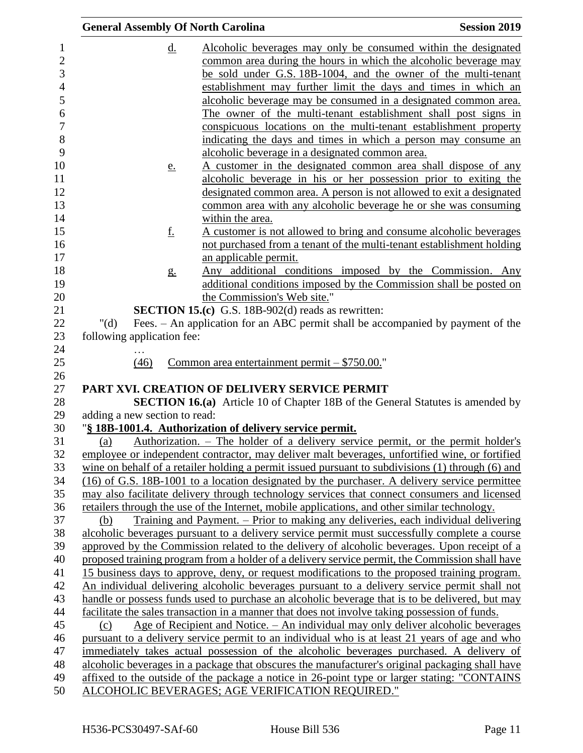d. Alcoholic beverages may only be consumed within the designated common area during the hours in which the alcoholic beverage may be sold under G.S. 18B-1004, and the owner of the multi-tenant establishment may further limit the days and times in which an alcoholic beverage may be consumed in a designated common area. The owner of the multi-tenant establishment shall post signs in conspicuous locations on the multi-tenant establishment property indicating the days and times in which a person may consume an alcoholic beverage in a designated common area.

e. A customer in the designated common area shall dispose of any alcoholic beverage in his or her possession prior to exiting the designated common area. A person is not allowed to exit a designated common area with any alcoholic beverage he or she was consuming within the area.

f. A customer is not allowed to bring and consume alcoholic beverages not purchased from a tenant of the multi-tenant establishment holding an applicable permit.

g. Any additional conditions imposed by the Commission. Any additional conditions imposed by the Commission shall be posted on the Commission's Web site."

**SECTION 15.(c)** G.S. 18B-902(d) reads as rewritten:

"(d) Fees. – An application for an ABC permit shall be accompanied by payment of the following application fee:

…

(46) Common area entertainment permit – $750.00."

**PART XVI. CREATION OF DELIVERY SERVICE PERMIT**

**SECTION 16.(a)** Article 10 of Chapter 18B of the General Statutes is amended by adding a new section to read:

"**§ 18B-1001.4. Authorization of delivery service permit.**

(a) Authorization. – The holder of a delivery service permit, or the permit holder's employee or independent contractor, may deliver malt beverages, unfortified wine, or fortified wine on behalf of a retailer holding a permit issued pursuant to subdivisions (1) through (6) and (16) of G.S. 18B-1001 to a location designated by the purchaser. A delivery service permittee may also facilitate delivery through technology services that connect consumers and licensed retailers through the use of the Internet, mobile applications, and other similar technology.

(b) Training and Payment. – Prior to making any deliveries, each individual delivering alcoholic beverages pursuant to a delivery service permit must successfully complete a course approved by the Commission related to the delivery of alcoholic beverages. Upon receipt of a proposed training program from a holder of a delivery service permit, the Commission shall have 15 business days to approve, deny, or request modifications to the proposed training program. An individual delivering alcoholic beverages pursuant to a delivery service permit shall not handle or possess funds used to purchase an alcoholic beverage that is to be delivered, but may facilitate the sales transaction in a manner that does not involve taking possession of funds.

(c) Age of Recipient and Notice. – An individual may only deliver alcoholic beverages pursuant to a delivery service permit to an individual who is at least 21 years of age and who immediately takes actual possession of the alcoholic beverages purchased. A delivery of alcoholic beverages in a package that obscures the manufacturer's original packaging shall have affixed to the outside of the package a notice in 26-point type or larger stating: "CONTAINS ALCOHOLIC BEVERAGES; AGE VERIFICATION REQUIRED."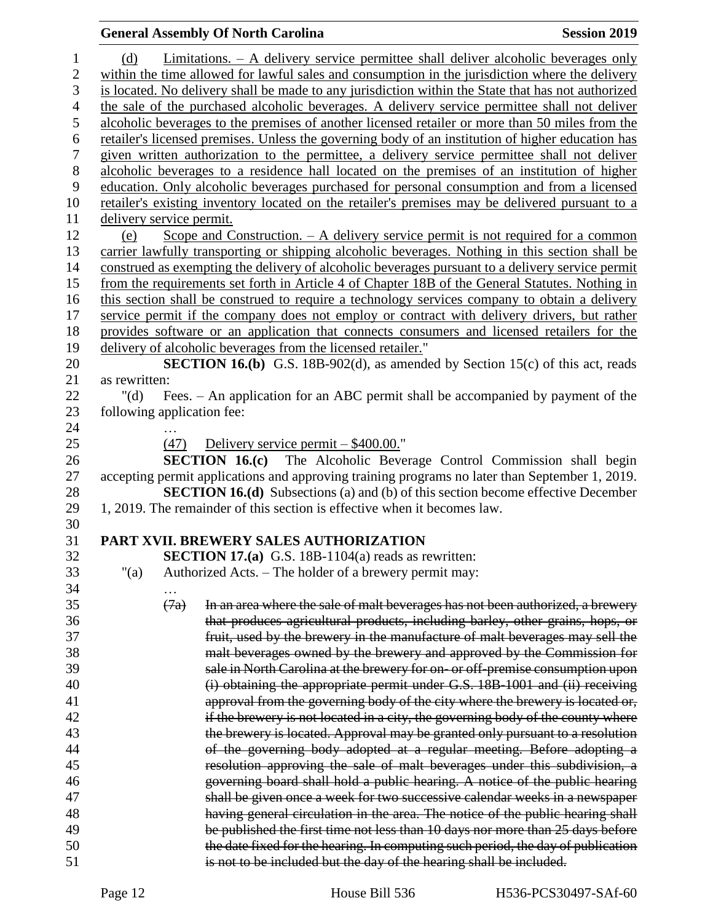(d) Limitations. – A delivery service permittee shall deliver alcoholic beverages only within the time allowed for lawful sales and consumption in the jurisdiction where the delivery is located. No delivery shall be made to any jurisdiction within the State that has not authorized the sale of the purchased alcoholic beverages. A delivery service permittee shall not deliver alcoholic beverages to the premises of another licensed retailer or more than 50 miles from the retailer's licensed premises. Unless the governing body of an institution of higher education has given written authorization to the permittee, a delivery service permittee shall not deliver alcoholic beverages to a residence hall located on the premises of an institution of higher education. Only alcoholic beverages purchased for personal consumption and from a licensed retailer's existing inventory located on the retailer's premises may be delivered pursuant to a delivery service permit.

(e) Scope and Construction. – A delivery service permit is not required for a common carrier lawfully transporting or shipping alcoholic beverages. Nothing in this section shall be construed as exempting the delivery of alcoholic beverages pursuant to a delivery service permit from the requirements set forth in Article 4 of Chapter 18B of the General Statutes. Nothing in this section shall be construed to require a technology services company to obtain a delivery service permit if the company does not employ or contract with delivery drivers, but rather provides software or an application that connects consumers and licensed retailers for the delivery of alcoholic beverages from the licensed retailer."

**SECTION 16.(b)** G.S. 18B-902(d), as amended by Section 15(c) of this act, reads as rewritten:

"(d) Fees. – An application for an ABC permit shall be accompanied by payment of the following application fee:

…

(47) Delivery service permit – $400.00."

**SECTION 16.(c)** The Alcoholic Beverage Control Commission shall begin accepting permit applications and approving training programs no later than September 1, 2019.

**SECTION 16.(d)** Subsections (a) and (b) of this section become effective December 1, 2019. The remainder of this section is effective when it becomes law.

## PART XVII. BREWERY SALES AUTHORIZATION

**SECTION 17.(a)** G.S. 18B-1104(a) reads as rewritten:

"(a) Authorized Acts. – The holder of a brewery permit may:

…

~~(7a) In an area where the sale of malt beverages has not been authorized, a brewery that produces agricultural products, including barley, other grains, hops, or fruit, used by the brewery in the manufacture of malt beverages may sell the malt beverages owned by the brewery and approved by the Commission for sale in North Carolina at the brewery for on- or off-premise consumption upon (i) obtaining the appropriate permit under G.S. 18B-1001 and (ii) receiving approval from the governing body of the city where the brewery is located or, if the brewery is not located in a city, the governing body of the county where the brewery is located. Approval may be granted only pursuant to a resolution of the governing body adopted at a regular meeting. Before adopting a resolution approving the sale of malt beverages under this subdivision, a governing board shall hold a public hearing. A notice of the public hearing shall be given once a week for two successive calendar weeks in a newspaper having general circulation in the area. The notice of the public hearing shall be published the first time not less than 10 days nor more than 25 days before the date fixed for the hearing. In computing such period, the day of publication is not to be included but the day of the hearing shall be included.~~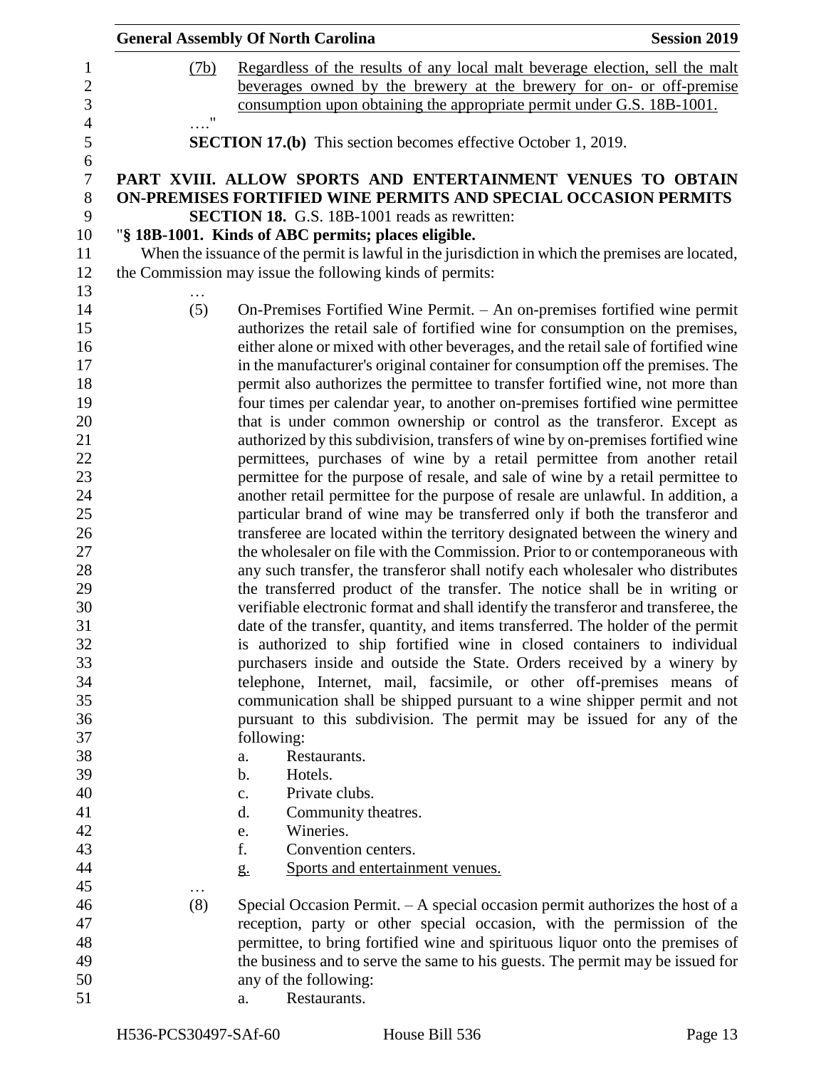(7b) <u>Regardless of the results of any local malt beverage election, sell the malt beverages owned by the brewery at the brewery for on- or off-premise consumption upon obtaining the appropriate permit under G.S. 18B-1001.</u>

…."

**SECTION 17.(b)** This section becomes effective October 1, 2019.

**PART XVIII. ALLOW SPORTS AND ENTERTAINMENT VENUES TO OBTAIN ON-PREMISES FORTIFIED WINE PERMITS AND SPECIAL OCCASION PERMITS**

**SECTION 18.** G.S. 18B-1001 reads as rewritten:

"**§ 18B-1001. Kinds of ABC permits; places eligible.**

When the issuance of the permit is lawful in the jurisdiction in which the premises are located, the Commission may issue the following kinds of permits:

…

(5) On-Premises Fortified Wine Permit. – An on-premises fortified wine permit authorizes the retail sale of fortified wine for consumption on the premises, either alone or mixed with other beverages, and the retail sale of fortified wine in the manufacturer's original container for consumption off the premises. The permit also authorizes the permittee to transfer fortified wine, not more than four times per calendar year, to another on-premises fortified wine permittee that is under common ownership or control as the transferor. Except as authorized by this subdivision, transfers of wine by on-premises fortified wine permittees, purchases of wine by a retail permittee from another retail permittee for the purpose of resale, and sale of wine by a retail permittee to another retail permittee for the purpose of resale are unlawful. In addition, a particular brand of wine may be transferred only if both the transferor and transferee are located within the territory designated between the winery and the wholesaler on file with the Commission. Prior to or contemporaneous with any such transfer, the transferor shall notify each wholesaler who distributes the transferred product of the transfer. The notice shall be in writing or verifiable electronic format and shall identify the transferor and transferee, the date of the transfer, quantity, and items transferred. The holder of the permit is authorized to ship fortified wine in closed containers to individual purchasers inside and outside the State. Orders received by a winery by telephone, Internet, mail, facsimile, or other off-premises means of communication shall be shipped pursuant to a wine shipper permit and not pursuant to this subdivision. The permit may be issued for any of the following:

a. Restaurants.
b. Hotels.
c. Private clubs.
d. Community theatres.
e. Wineries.
f. Convention centers.
<u>g. Sports and entertainment venues.</u>

…

(8) Special Occasion Permit. – A special occasion permit authorizes the host of a reception, party or other special occasion, with the permission of the permittee, to bring fortified wine and spirituous liquor onto the premises of the business and to serve the same to his guests. The permit may be issued for any of the following:

a. Restaurants.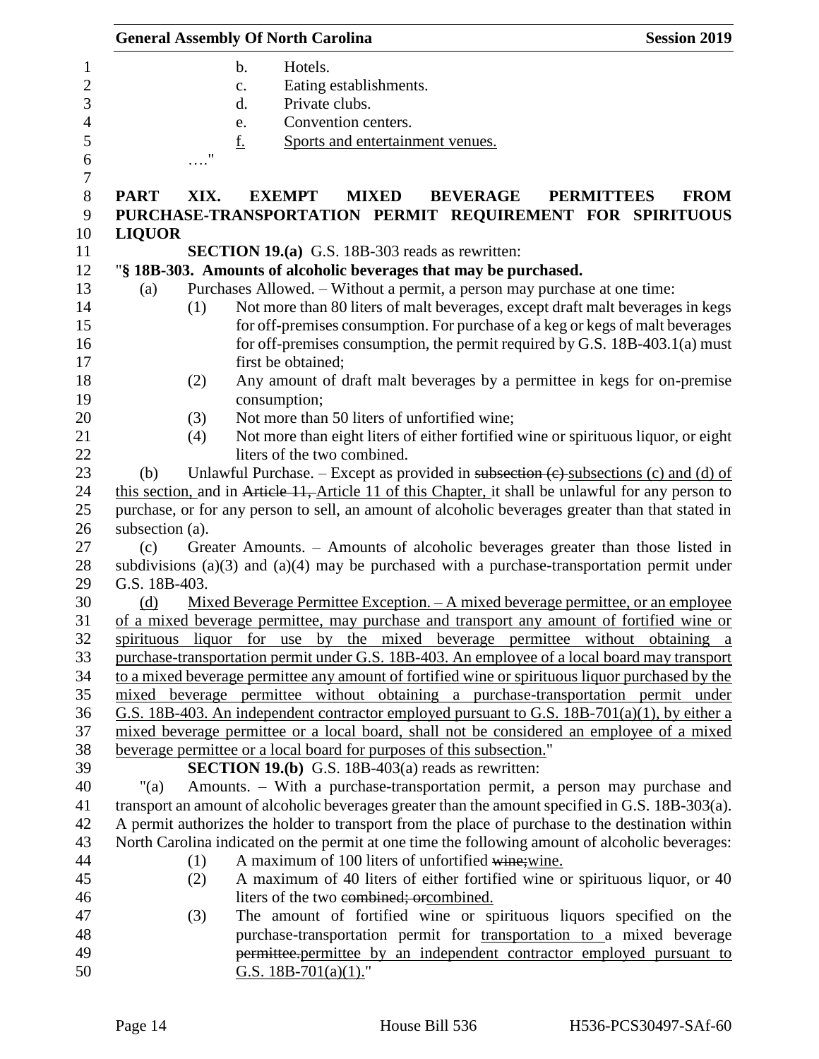b. Hotels.
c. Eating establishments.
d. Private clubs.
e. Convention centers.
f. Sports and entertainment venues.

…."

**PART XIX. EXEMPT MIXED BEVERAGE PERMITTEES FROM PURCHASE-TRANSPORTATION PERMIT REQUIREMENT FOR SPIRITUOUS LIQUOR**

**SECTION 19.(a)** G.S. 18B-303 reads as rewritten:

"**§ 18B-303. Amounts of alcoholic beverages that may be purchased.**

(a) Purchases Allowed. – Without a permit, a person may purchase at one time:

(1) Not more than 80 liters of malt beverages, except draft malt beverages in kegs for off-premises consumption. For purchase of a keg or kegs of malt beverages for off-premises consumption, the permit required by G.S. 18B-403.1(a) must first be obtained;

(2) Any amount of draft malt beverages by a permittee in kegs for on-premise consumption;

(3) Not more than 50 liters of unfortified wine;

(4) Not more than eight liters of either fortified wine or spirituous liquor, or eight liters of the two combined.

(b) Unlawful Purchase. – Except as provided in ~~subsection (c)~~ subsections (c) and (d) of this section, and in ~~Article 11,~~ Article 11 of this Chapter, it shall be unlawful for any person to purchase, or for any person to sell, an amount of alcoholic beverages greater than that stated in subsection (a).

(c) Greater Amounts. – Amounts of alcoholic beverages greater than those listed in subdivisions (a)(3) and (a)(4) may be purchased with a purchase-transportation permit under G.S. 18B-403.

(d) Mixed Beverage Permittee Exception. – A mixed beverage permittee, or an employee of a mixed beverage permittee, may purchase and transport any amount of fortified wine or spirituous liquor for use by the mixed beverage permittee without obtaining a purchase-transportation permit under G.S. 18B-403. An employee of a local board may transport to a mixed beverage permittee any amount of fortified wine or spirituous liquor purchased by the mixed beverage permittee without obtaining a purchase-transportation permit under G.S. 18B-403. An independent contractor employed pursuant to G.S. 18B-701(a)(1), by either a mixed beverage permittee or a local board, shall not be considered an employee of a mixed beverage permittee or a local board for purposes of this subsection."

**SECTION 19.(b)** G.S. 18B-403(a) reads as rewritten:

"(a) Amounts. – With a purchase-transportation permit, a person may purchase and transport an amount of alcoholic beverages greater than the amount specified in G.S. 18B-303(a). A permit authorizes the holder to transport from the place of purchase to the destination within North Carolina indicated on the permit at one time the following amount of alcoholic beverages:

(1) A maximum of 100 liters of unfortified ~~wine;~~wine.

(2) A maximum of 40 liters of either fortified wine or spirituous liquor, or 40 liters of the two ~~combined; or~~combined.

(3) The amount of fortified wine or spirituous liquors specified on the purchase-transportation permit for transportation to a mixed beverage ~~permittee.~~permittee by an independent contractor employed pursuant to G.S. 18B-701(a)(1)."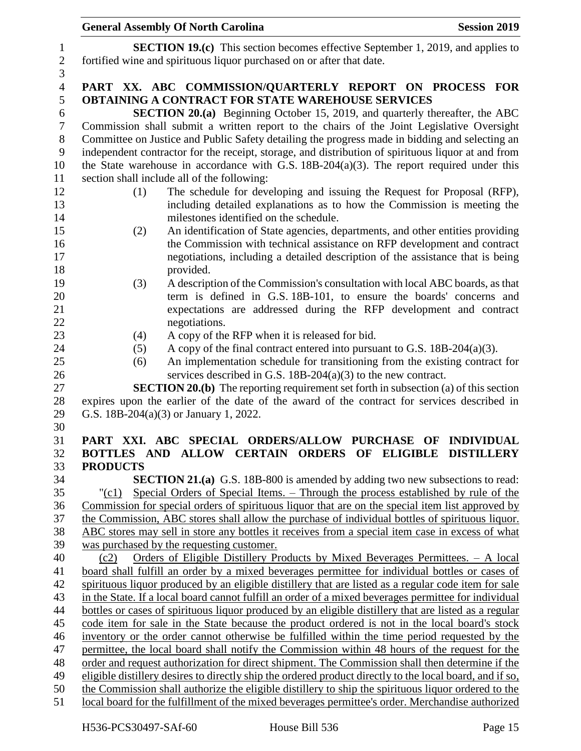**SECTION 19.(c)** This section becomes effective September 1, 2019, and applies to fortified wine and spirituous liquor purchased on or after that date.

## PART XX. ABC COMMISSION/QUARTERLY REPORT ON PROCESS FOR OBTAINING A CONTRACT FOR STATE WAREHOUSE SERVICES

**SECTION 20.(a)** Beginning October 15, 2019, and quarterly thereafter, the ABC Commission shall submit a written report to the chairs of the Joint Legislative Oversight Committee on Justice and Public Safety detailing the progress made in bidding and selecting an independent contractor for the receipt, storage, and distribution of spirituous liquor at and from the State warehouse in accordance with G.S. 18B-204(a)(3). The report required under this section shall include all of the following:

(1) The schedule for developing and issuing the Request for Proposal (RFP), including detailed explanations as to how the Commission is meeting the milestones identified on the schedule.

(2) An identification of State agencies, departments, and other entities providing the Commission with technical assistance on RFP development and contract negotiations, including a detailed description of the assistance that is being provided.

(3) A description of the Commission's consultation with local ABC boards, as that term is defined in G.S. 18B-101, to ensure the boards' concerns and expectations are addressed during the RFP development and contract negotiations.

(4) A copy of the RFP when it is released for bid.

(5) A copy of the final contract entered into pursuant to G.S. 18B-204(a)(3).

(6) An implementation schedule for transitioning from the existing contract for services described in G.S. 18B-204(a)(3) to the new contract.

**SECTION 20.(b)** The reporting requirement set forth in subsection (a) of this section expires upon the earlier of the date of the award of the contract for services described in G.S. 18B-204(a)(3) or January 1, 2022.

## PART XXI. ABC SPECIAL ORDERS/ALLOW PURCHASE OF INDIVIDUAL BOTTLES AND ALLOW CERTAIN ORDERS OF ELIGIBLE DISTILLERY PRODUCTS

**SECTION 21.(a)** G.S. 18B-800 is amended by adding two new subsections to read:

"(c1) Special Orders of Special Items. – Through the process established by rule of the Commission for special orders of spirituous liquor that are on the special item list approved by the Commission, ABC stores shall allow the purchase of individual bottles of spirituous liquor. ABC stores may sell in store any bottles it receives from a special item case in excess of what was purchased by the requesting customer.

(c2) Orders of Eligible Distillery Products by Mixed Beverages Permittees. – A local board shall fulfill an order by a mixed beverages permittee for individual bottles or cases of spirituous liquor produced by an eligible distillery that are listed as a regular code item for sale in the State. If a local board cannot fulfill an order of a mixed beverages permittee for individual bottles or cases of spirituous liquor produced by an eligible distillery that are listed as a regular code item for sale in the State because the product ordered is not in the local board's stock inventory or the order cannot otherwise be fulfilled within the time period requested by the permittee, the local board shall notify the Commission within 48 hours of the request for the order and request authorization for direct shipment. The Commission shall then determine if the eligible distillery desires to directly ship the ordered product directly to the local board, and if so, the Commission shall authorize the eligible distillery to ship the spirituous liquor ordered to the local board for the fulfillment of the mixed beverages permittee's order. Merchandise authorized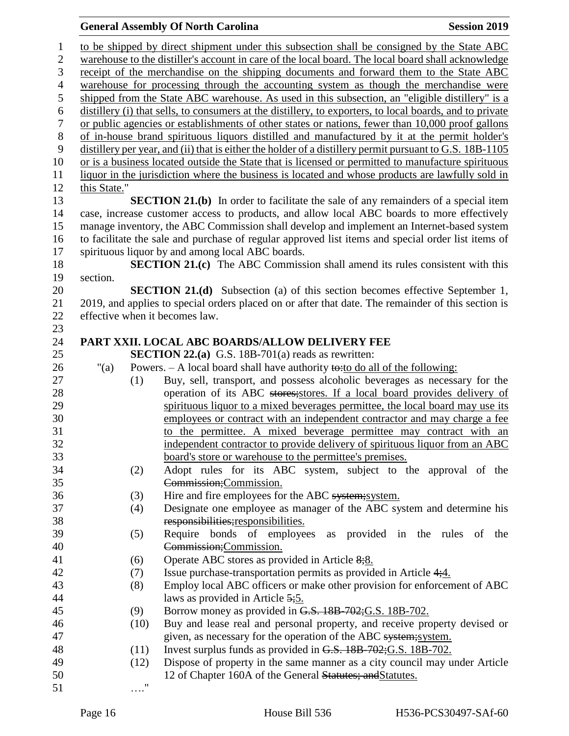to be shipped by direct shipment under this subsection shall be consigned by the State ABC warehouse to the distiller's account in care of the local board. The local board shall acknowledge receipt of the merchandise on the shipping documents and forward them to the State ABC warehouse for processing through the accounting system as though the merchandise were shipped from the State ABC warehouse. As used in this subsection, an "eligible distillery" is a distillery (i) that sells, to consumers at the distillery, to exporters, to local boards, and to private or public agencies or establishments of other states or nations, fewer than 10,000 proof gallons of in-house brand spirituous liquors distilled and manufactured by it at the permit holder's distillery per year, and (ii) that is either the holder of a distillery permit pursuant to G.S. 18B-1105 or is a business located outside the State that is licensed or permitted to manufacture spirituous liquor in the jurisdiction where the business is located and whose products are lawfully sold in this State."

**SECTION 21.(b)** In order to facilitate the sale of any remainders of a special item case, increase customer access to products, and allow local ABC boards to more effectively manage inventory, the ABC Commission shall develop and implement an Internet-based system to facilitate the sale and purchase of regular approved list items and special order list items of spirituous liquor by and among local ABC boards.

**SECTION 21.(c)** The ABC Commission shall amend its rules consistent with this section.

**SECTION 21.(d)** Subsection (a) of this section becomes effective September 1, 2019, and applies to special orders placed on or after that date. The remainder of this section is effective when it becomes law.

**PART XXII. LOCAL ABC BOARDS/ALLOW DELIVERY FEE**

**SECTION 22.(a)** G.S. 18B-701(a) reads as rewritten:

"(a) Powers. – A local board shall have authority ~~to:~~to do all of the following:

(1) Buy, sell, transport, and possess alcoholic beverages as necessary for the operation of its ABC ~~stores;~~stores. If a local board provides delivery of spirituous liquor to a mixed beverages permittee, the local board may use its employees or contract with an independent contractor and may charge a fee to the permittee. A mixed beverage permittee may contract with an independent contractor to provide delivery of spirituous liquor from an ABC board's store or warehouse to the permittee's premises.

(2) Adopt rules for its ABC system, subject to the approval of the ~~Commission;~~Commission.

(3) Hire and fire employees for the ABC ~~system;~~system.

(4) Designate one employee as manager of the ABC system and determine his ~~responsibilities;~~responsibilities.

(5) Require bonds of employees as provided in the rules of the ~~Commission;~~Commission.

(6) Operate ABC stores as provided in Article ~~8;~~8.

(7) Issue purchase-transportation permits as provided in Article ~~4;~~4.

(8) Employ local ABC officers or make other provision for enforcement of ABC laws as provided in Article ~~5;~~5.

(9) Borrow money as provided in ~~G.S. 18B-702;~~G.S. 18B-702.

(10) Buy and lease real and personal property, and receive property devised or given, as necessary for the operation of the ABC ~~system;~~system.

(11) Invest surplus funds as provided in ~~G.S. 18B-702;~~G.S. 18B-702.

(12) Dispose of property in the same manner as a city council may under Article 12 of Chapter 160A of the General ~~Statutes; and~~Statutes.

…."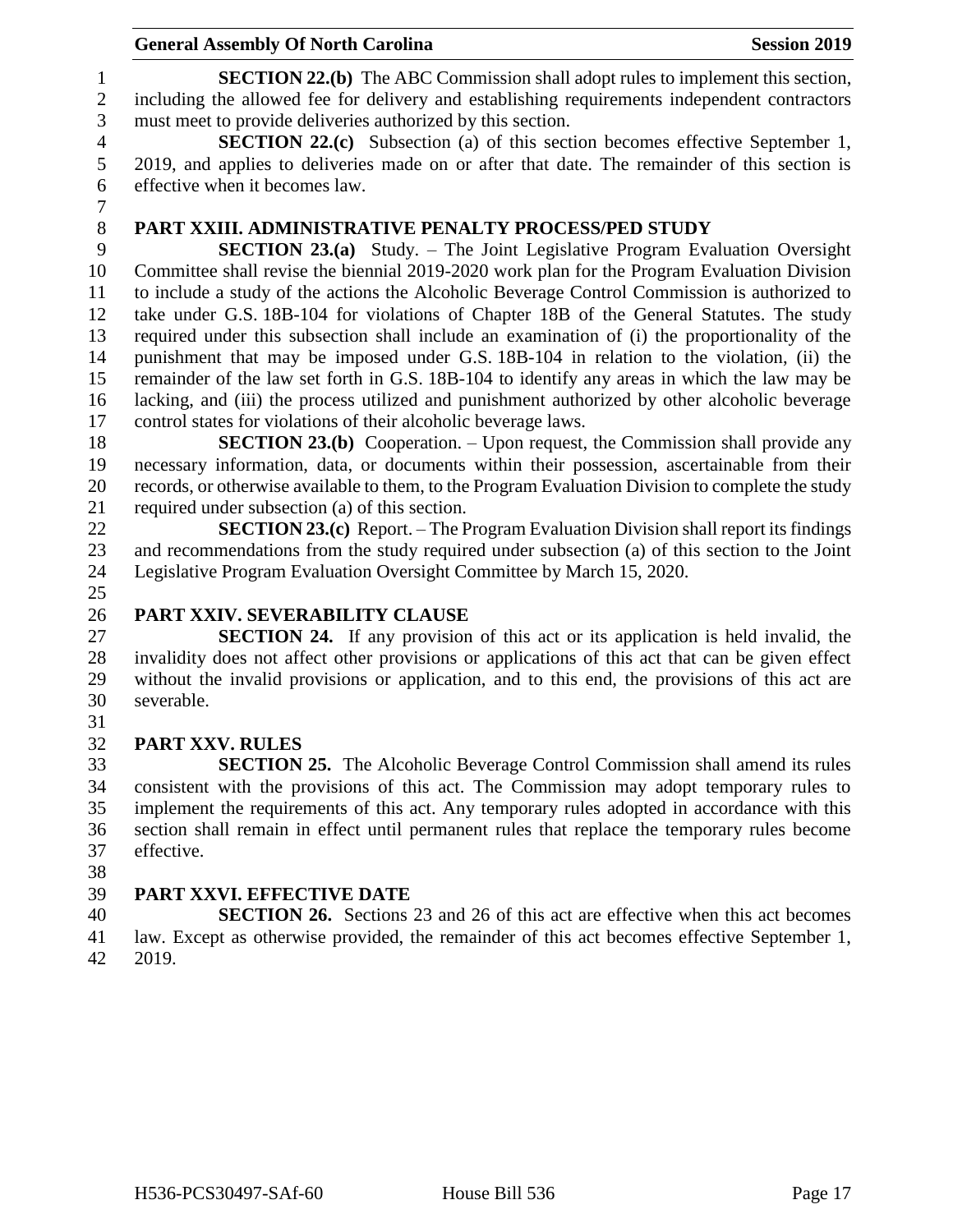**SECTION 22.(b)** The ABC Commission shall adopt rules to implement this section, including the allowed fee for delivery and establishing requirements independent contractors must meet to provide deliveries authorized by this section.

**SECTION 22.(c)** Subsection (a) of this section becomes effective September 1, 2019, and applies to deliveries made on or after that date. The remainder of this section is effective when it becomes law.

## PART XXIII. ADMINISTRATIVE PENALTY PROCESS/PED STUDY

**SECTION 23.(a)** Study. – The Joint Legislative Program Evaluation Oversight Committee shall revise the biennial 2019-2020 work plan for the Program Evaluation Division to include a study of the actions the Alcoholic Beverage Control Commission is authorized to take under G.S. 18B-104 for violations of Chapter 18B of the General Statutes. The study required under this subsection shall include an examination of (i) the proportionality of the punishment that may be imposed under G.S. 18B-104 in relation to the violation, (ii) the remainder of the law set forth in G.S. 18B-104 to identify any areas in which the law may be lacking, and (iii) the process utilized and punishment authorized by other alcoholic beverage control states for violations of their alcoholic beverage laws.

**SECTION 23.(b)** Cooperation. – Upon request, the Commission shall provide any necessary information, data, or documents within their possession, ascertainable from their records, or otherwise available to them, to the Program Evaluation Division to complete the study required under subsection (a) of this section.

**SECTION 23.(c)** Report. – The Program Evaluation Division shall report its findings and recommendations from the study required under subsection (a) of this section to the Joint Legislative Program Evaluation Oversight Committee by March 15, 2020.

## PART XXIV. SEVERABILITY CLAUSE

**SECTION 24.** If any provision of this act or its application is held invalid, the invalidity does not affect other provisions or applications of this act that can be given effect without the invalid provisions or application, and to this end, the provisions of this act are severable.

## PART XXV. RULES

**SECTION 25.** The Alcoholic Beverage Control Commission shall amend its rules consistent with the provisions of this act. The Commission may adopt temporary rules to implement the requirements of this act. Any temporary rules adopted in accordance with this section shall remain in effect until permanent rules that replace the temporary rules become effective.

## PART XXVI. EFFECTIVE DATE

**SECTION 26.** Sections 23 and 26 of this act are effective when this act becomes law. Except as otherwise provided, the remainder of this act becomes effective September 1, 2019.